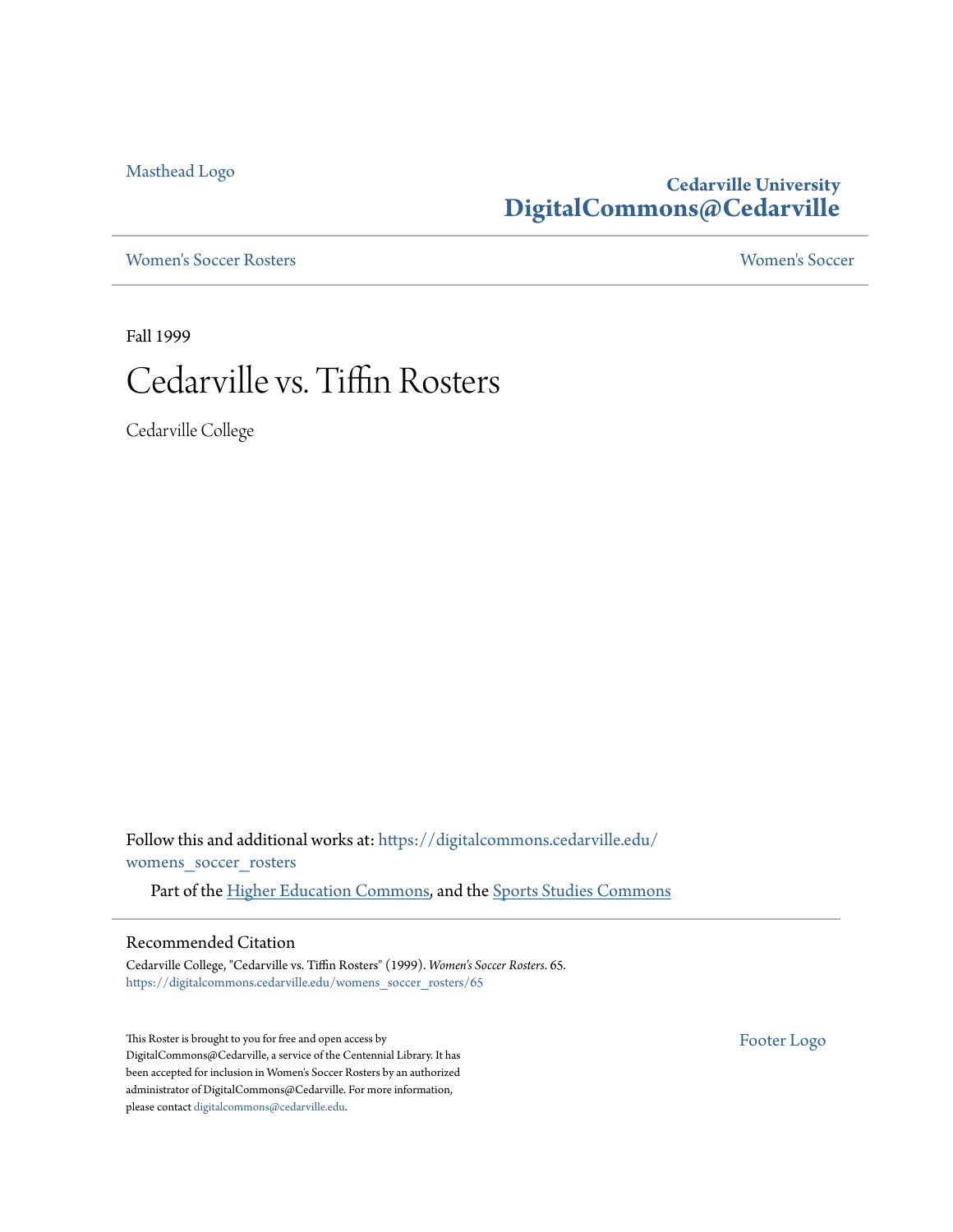Masthead Logo

**Cedarville University**
**DigitalCommons@Cedarville**

Women's Soccer Rosters | Women's Soccer

Fall 1999

# Cedarville vs. Tiffin Rosters

Cedarville College

Follow this and additional works at: https://digitalcommons.cedarville.edu/womens_soccer_rosters

Part of the Higher Education Commons, and the Sports Studies Commons

## Recommended Citation

Cedarville College, "Cedarville vs. Tiffin Rosters" (1999). *Women's Soccer Rosters*. 65.
https://digitalcommons.cedarville.edu/womens_soccer_rosters/65

This Roster is brought to you for free and open access by DigitalCommons@Cedarville, a service of the Centennial Library. It has been accepted for inclusion in Women's Soccer Rosters by an authorized administrator of DigitalCommons@Cedarville. For more information, please contact digitalcommons@cedarville.edu.

Footer Logo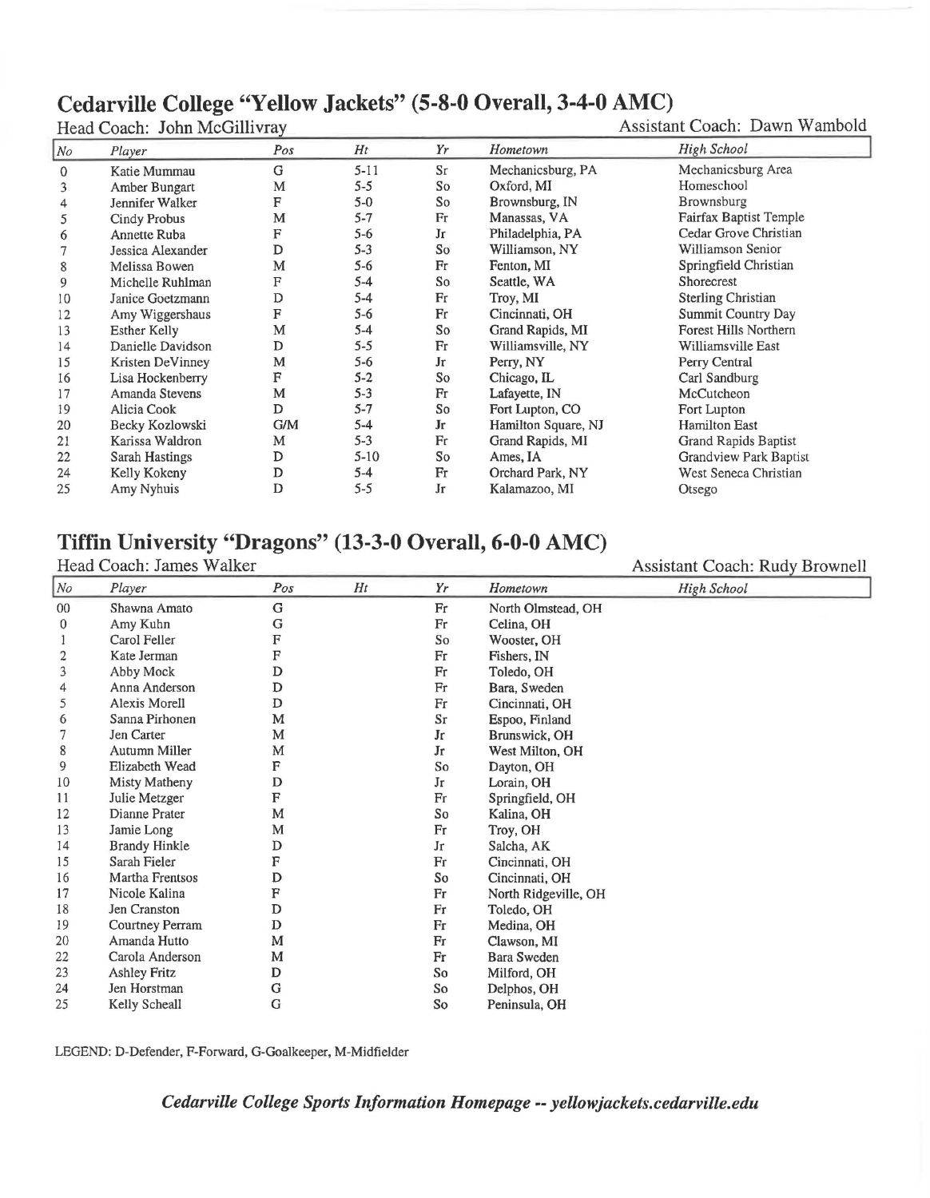## Cedarville College "Yellow Jackets" (5-8-0 Overall, 3-4-0 AMC)

Head Coach: John McGillivray — Assistant Coach: Dawn Wambold

| No | Player | Pos | Ht | Yr | Hometown | High School |
|---|---|---|---|---|---|---|
| 0 | Katie Mummau | G | 5-11 | Sr | Mechanicsburg, PA | Mechanicsburg Area |
| 3 | Amber Bungart | M | 5-5 | So | Oxford, MI | Homeschool |
| 4 | Jennifer Walker | F | 5-0 | So | Brownsburg, IN | Brownsburg |
| 5 | Cindy Probus | M | 5-7 | Fr | Manassas, VA | Fairfax Baptist Temple |
| 6 | Annette Ruba | F | 5-6 | Jr | Philadelphia, PA | Cedar Grove Christian |
| 7 | Jessica Alexander | D | 5-3 | So | Williamson, NY | Williamson Senior |
| 8 | Melissa Bowen | M | 5-6 | Fr | Fenton, MI | Springfield Christian |
| 9 | Michelle Ruhlman | F | 5-4 | So | Seattle, WA | Shorecrest |
| 10 | Janice Goetzmann | D | 5-4 | Fr | Troy, MI | Sterling Christian |
| 12 | Amy Wiggershaus | F | 5-6 | Fr | Cincinnati, OH | Summit Country Day |
| 13 | Esther Kelly | M | 5-4 | So | Grand Rapids, MI | Forest Hills Northern |
| 14 | Danielle Davidson | D | 5-5 | Fr | Williamsville, NY | Williamsville East |
| 15 | Kristen DeVinney | M | 5-6 | Jr | Perry, NY | Perry Central |
| 16 | Lisa Hockenberry | F | 5-2 | So | Chicago, IL | Carl Sandburg |
| 17 | Amanda Stevens | M | 5-3 | Fr | Lafayette, IN | McCutcheon |
| 19 | Alicia Cook | D | 5-7 | So | Fort Lupton, CO | Fort Lupton |
| 20 | Becky Kozlowski | G/M | 5-4 | Jr | Hamilton Square, NJ | Hamilton East |
| 21 | Karissa Waldron | M | 5-3 | Fr | Grand Rapids, MI | Grand Rapids Baptist |
| 22 | Sarah Hastings | D | 5-10 | So | Ames, IA | Grandview Park Baptist |
| 24 | Kelly Kokeny | D | 5-4 | Fr | Orchard Park, NY | West Seneca Christian |
| 25 | Amy Nyhuis | D | 5-5 | Jr | Kalamazoo, MI | Otsego |

## Tiffin University "Dragons" (13-3-0 Overall, 6-0-0 AMC)

Head Coach: James Walker — Assistant Coach: Rudy Brownell

| No | Player | Pos | Ht | Yr | Hometown | High School |
|---|---|---|---|---|---|---|
| 00 | Shawna Amato | G | | Fr | North Olmstead, OH | |
| 0 | Amy Kuhn | G | | Fr | Celina, OH | |
| 1 | Carol Feller | F | | So | Wooster, OH | |
| 2 | Kate Jerman | F | | Fr | Fishers, IN | |
| 3 | Abby Mock | D | | Fr | Toledo, OH | |
| 4 | Anna Anderson | D | | Fr | Bara, Sweden | |
| 5 | Alexis Morell | D | | Fr | Cincinnati, OH | |
| 6 | Sanna Pirhonen | M | | Sr | Espoo, Finland | |
| 7 | Jen Carter | M | | Jr | Brunswick, OH | |
| 8 | Autumn Miller | M | | Jr | West Milton, OH | |
| 9 | Elizabeth Wead | F | | So | Dayton, OH | |
| 10 | Misty Matheny | D | | Jr | Lorain, OH | |
| 11 | Julie Metzger | F | | Fr | Springfield, OH | |
| 12 | Dianne Prater | M | | So | Kalina, OH | |
| 13 | Jamie Long | M | | Fr | Troy, OH | |
| 14 | Brandy Hinkle | D | | Jr | Salcha, AK | |
| 15 | Sarah Fieler | F | | Fr | Cincinnati, OH | |
| 16 | Martha Frentsos | D | | So | Cincinnati, OH | |
| 17 | Nicole Kalina | F | | Fr | North Ridgeville, OH | |
| 18 | Jen Cranston | D | | Fr | Toledo, OH | |
| 19 | Courtney Perram | D | | Fr | Medina, OH | |
| 20 | Amanda Hutto | M | | Fr | Clawson, MI | |
| 22 | Carola Anderson | M | | Fr | Bara Sweden | |
| 23 | Ashley Fritz | D | | So | Milford, OH | |
| 24 | Jen Horstman | G | | So | Delphos, OH | |
| 25 | Kelly Scheall | G | | So | Peninsula, OH | |

LEGEND: D-Defender, F-Forward, G-Goalkeeper, M-Midfielder

***Cedarville College Sports Information Homepage -- yellowjackets.cedarville.edu***